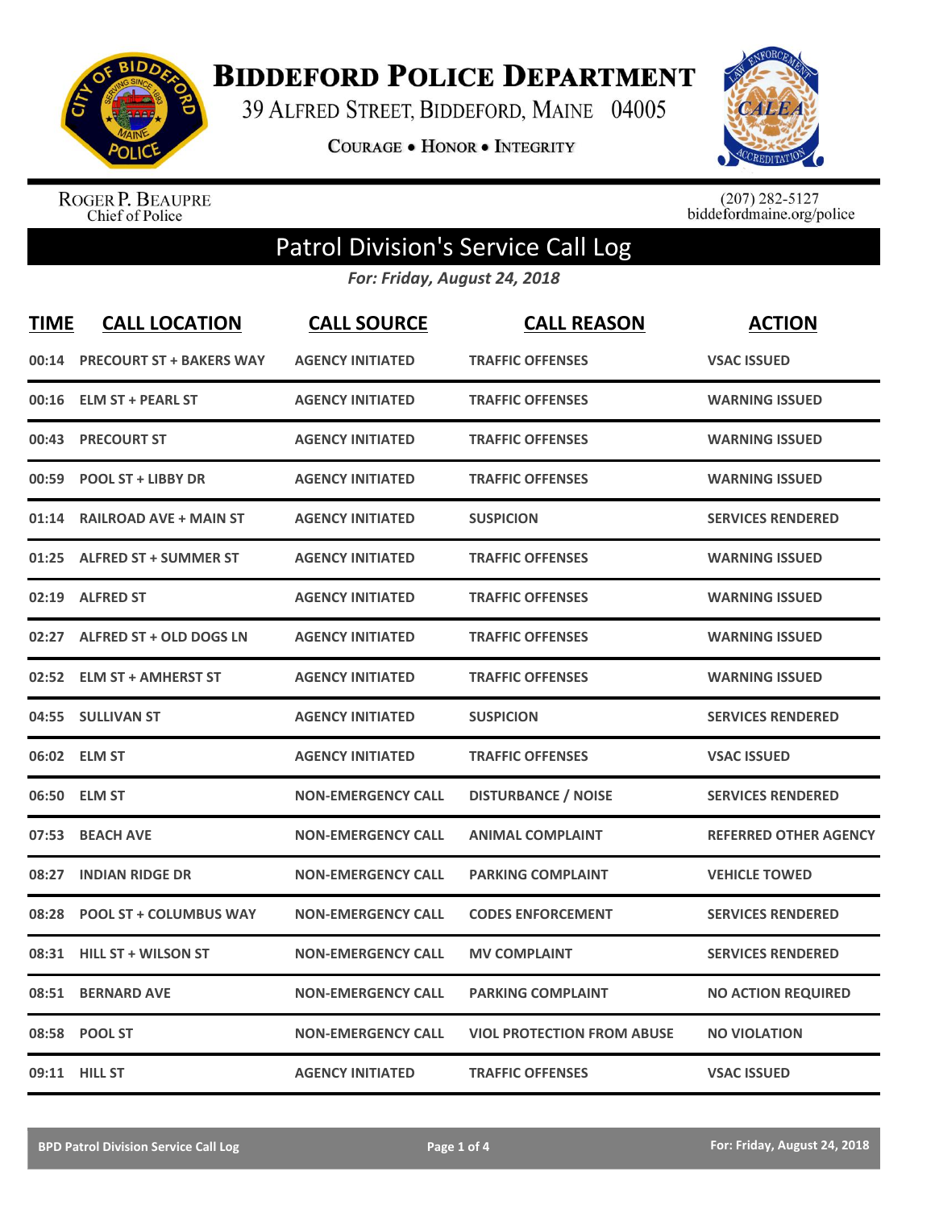# Biddeford Police Department

39 Alfred Street, Biddeford, Maine 04005

Courage • Honor • Integrity

Roger P. Beaupre
Chief of Police

(207) 282-5127
biddefordmaine.org/police

## Patrol Division's Service Call Log

*For: Friday, August 24, 2018*

| TIME | CALL LOCATION | CALL SOURCE | CALL REASON | ACTION |
|---|---|---|---|---|
| 00:14 | PRECOURT ST + BAKERS WAY | AGENCY INITIATED | TRAFFIC OFFENSES | VSAC ISSUED |
| 00:16 | ELM ST + PEARL ST | AGENCY INITIATED | TRAFFIC OFFENSES | WARNING ISSUED |
| 00:43 | PRECOURT ST | AGENCY INITIATED | TRAFFIC OFFENSES | WARNING ISSUED |
| 00:59 | POOL ST + LIBBY DR | AGENCY INITIATED | TRAFFIC OFFENSES | WARNING ISSUED |
| 01:14 | RAILROAD AVE + MAIN ST | AGENCY INITIATED | SUSPICION | SERVICES RENDERED |
| 01:25 | ALFRED ST + SUMMER ST | AGENCY INITIATED | TRAFFIC OFFENSES | WARNING ISSUED |
| 02:19 | ALFRED ST | AGENCY INITIATED | TRAFFIC OFFENSES | WARNING ISSUED |
| 02:27 | ALFRED ST + OLD DOGS LN | AGENCY INITIATED | TRAFFIC OFFENSES | WARNING ISSUED |
| 02:52 | ELM ST + AMHERST ST | AGENCY INITIATED | TRAFFIC OFFENSES | WARNING ISSUED |
| 04:55 | SULLIVAN ST | AGENCY INITIATED | SUSPICION | SERVICES RENDERED |
| 06:02 | ELM ST | AGENCY INITIATED | TRAFFIC OFFENSES | VSAC ISSUED |
| 06:50 | ELM ST | NON-EMERGENCY CALL | DISTURBANCE / NOISE | SERVICES RENDERED |
| 07:53 | BEACH AVE | NON-EMERGENCY CALL | ANIMAL COMPLAINT | REFERRED OTHER AGENCY |
| 08:27 | INDIAN RIDGE DR | NON-EMERGENCY CALL | PARKING COMPLAINT | VEHICLE TOWED |
| 08:28 | POOL ST + COLUMBUS WAY | NON-EMERGENCY CALL | CODES ENFORCEMENT | SERVICES RENDERED |
| 08:31 | HILL ST + WILSON ST | NON-EMERGENCY CALL | MV COMPLAINT | SERVICES RENDERED |
| 08:51 | BERNARD AVE | NON-EMERGENCY CALL | PARKING COMPLAINT | NO ACTION REQUIRED |
| 08:58 | POOL ST | NON-EMERGENCY CALL | VIOL PROTECTION FROM ABUSE | NO VIOLATION |
| 09:11 | HILL ST | AGENCY INITIATED | TRAFFIC OFFENSES | VSAC ISSUED |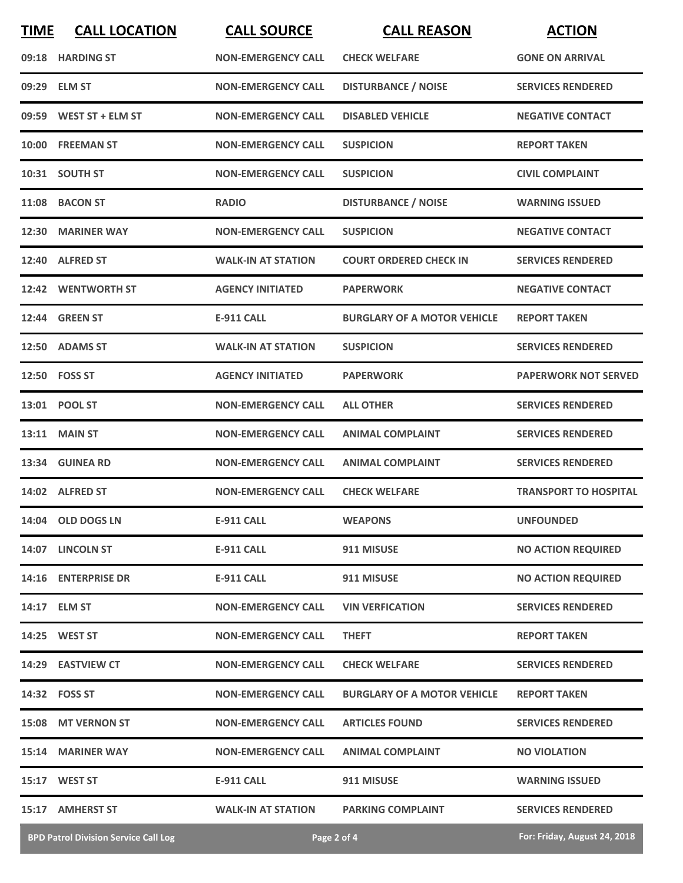| TIME | CALL LOCATION | CALL SOURCE | CALL REASON | ACTION |
|---|---|---|---|---|
| 09:18 | HARDING ST | NON-EMERGENCY CALL | CHECK WELFARE | GONE ON ARRIVAL |
| 09:29 | ELM ST | NON-EMERGENCY CALL | DISTURBANCE / NOISE | SERVICES RENDERED |
| 09:59 | WEST ST + ELM ST | NON-EMERGENCY CALL | DISABLED VEHICLE | NEGATIVE CONTACT |
| 10:00 | FREEMAN ST | NON-EMERGENCY CALL | SUSPICION | REPORT TAKEN |
| 10:31 | SOUTH ST | NON-EMERGENCY CALL | SUSPICION | CIVIL COMPLAINT |
| 11:08 | BACON ST | RADIO | DISTURBANCE / NOISE | WARNING ISSUED |
| 12:30 | MARINER WAY | NON-EMERGENCY CALL | SUSPICION | NEGATIVE CONTACT |
| 12:40 | ALFRED ST | WALK-IN AT STATION | COURT ORDERED CHECK IN | SERVICES RENDERED |
| 12:42 | WENTWORTH ST | AGENCY INITIATED | PAPERWORK | NEGATIVE CONTACT |
| 12:44 | GREEN ST | E-911 CALL | BURGLARY OF A MOTOR VEHICLE | REPORT TAKEN |
| 12:50 | ADAMS ST | WALK-IN AT STATION | SUSPICION | SERVICES RENDERED |
| 12:50 | FOSS ST | AGENCY INITIATED | PAPERWORK | PAPERWORK NOT SERVED |
| 13:01 | POOL ST | NON-EMERGENCY CALL | ALL OTHER | SERVICES RENDERED |
| 13:11 | MAIN ST | NON-EMERGENCY CALL | ANIMAL COMPLAINT | SERVICES RENDERED |
| 13:34 | GUINEA RD | NON-EMERGENCY CALL | ANIMAL COMPLAINT | SERVICES RENDERED |
| 14:02 | ALFRED ST | NON-EMERGENCY CALL | CHECK WELFARE | TRANSPORT TO HOSPITAL |
| 14:04 | OLD DOGS LN | E-911 CALL | WEAPONS | UNFOUNDED |
| 14:07 | LINCOLN ST | E-911 CALL | 911 MISUSE | NO ACTION REQUIRED |
| 14:16 | ENTERPRISE DR | E-911 CALL | 911 MISUSE | NO ACTION REQUIRED |
| 14:17 | ELM ST | NON-EMERGENCY CALL | VIN VERFICATION | SERVICES RENDERED |
| 14:25 | WEST ST | NON-EMERGENCY CALL | THEFT | REPORT TAKEN |
| 14:29 | EASTVIEW CT | NON-EMERGENCY CALL | CHECK WELFARE | SERVICES RENDERED |
| 14:32 | FOSS ST | NON-EMERGENCY CALL | BURGLARY OF A MOTOR VEHICLE | REPORT TAKEN |
| 15:08 | MT VERNON ST | NON-EMERGENCY CALL | ARTICLES FOUND | SERVICES RENDERED |
| 15:14 | MARINER WAY | NON-EMERGENCY CALL | ANIMAL COMPLAINT | NO VIOLATION |
| 15:17 | WEST ST | E-911 CALL | 911 MISUSE | WARNING ISSUED |
| 15:17 | AMHERST ST | WALK-IN AT STATION | PARKING COMPLAINT | SERVICES RENDERED |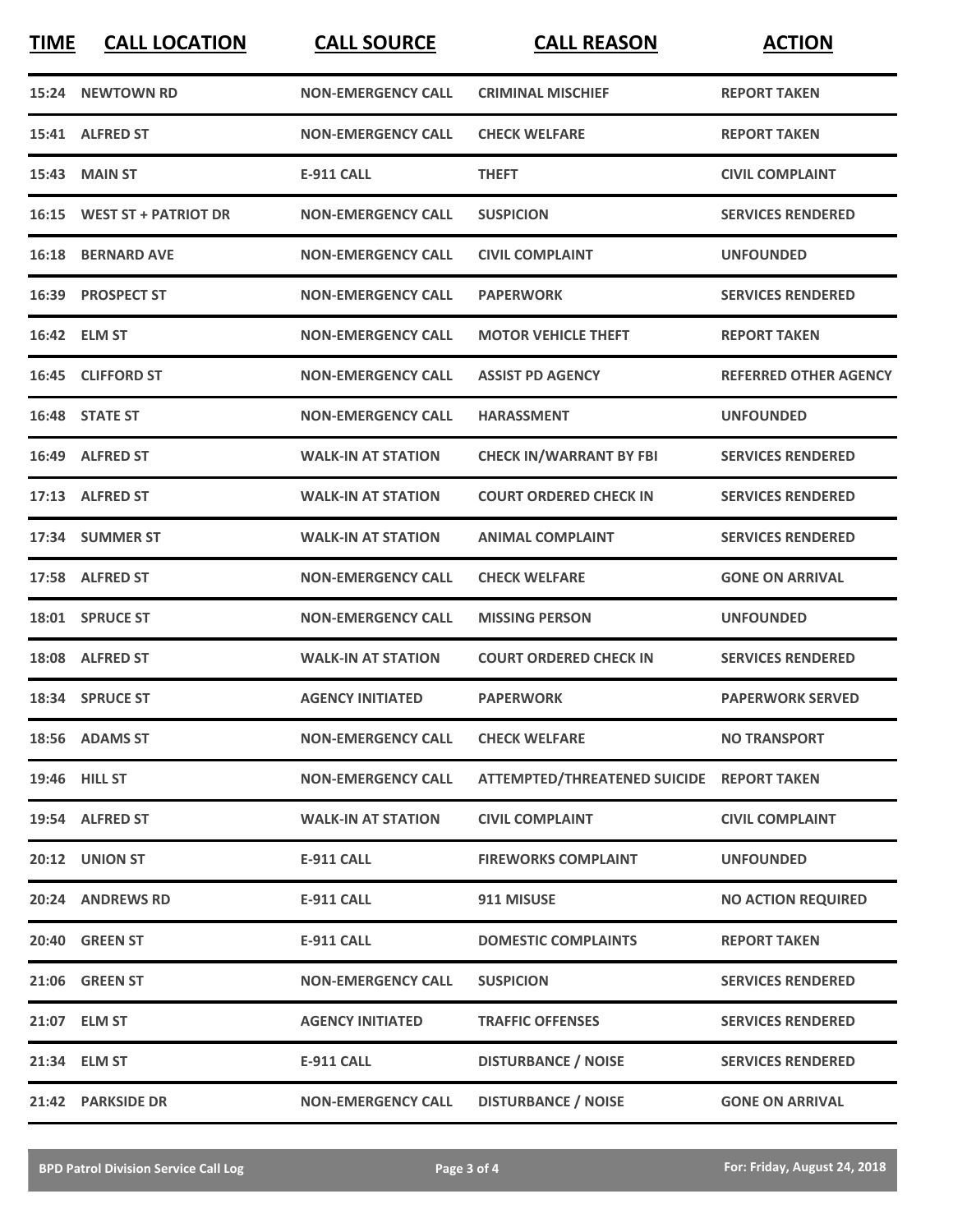| TIME | CALL LOCATION | CALL SOURCE | CALL REASON | ACTION |
|---|---|---|---|---|
| 15:24 | NEWTOWN RD | NON-EMERGENCY CALL | CRIMINAL MISCHIEF | REPORT TAKEN |
| 15:41 | ALFRED ST | NON-EMERGENCY CALL | CHECK WELFARE | REPORT TAKEN |
| 15:43 | MAIN ST | E-911 CALL | THEFT | CIVIL COMPLAINT |
| 16:15 | WEST ST + PATRIOT DR | NON-EMERGENCY CALL | SUSPICION | SERVICES RENDERED |
| 16:18 | BERNARD AVE | NON-EMERGENCY CALL | CIVIL COMPLAINT | UNFOUNDED |
| 16:39 | PROSPECT ST | NON-EMERGENCY CALL | PAPERWORK | SERVICES RENDERED |
| 16:42 | ELM ST | NON-EMERGENCY CALL | MOTOR VEHICLE THEFT | REPORT TAKEN |
| 16:45 | CLIFFORD ST | NON-EMERGENCY CALL | ASSIST PD AGENCY | REFERRED OTHER AGENCY |
| 16:48 | STATE ST | NON-EMERGENCY CALL | HARASSMENT | UNFOUNDED |
| 16:49 | ALFRED ST | WALK-IN AT STATION | CHECK IN/WARRANT BY FBI | SERVICES RENDERED |
| 17:13 | ALFRED ST | WALK-IN AT STATION | COURT ORDERED CHECK IN | SERVICES RENDERED |
| 17:34 | SUMMER ST | WALK-IN AT STATION | ANIMAL COMPLAINT | SERVICES RENDERED |
| 17:58 | ALFRED ST | NON-EMERGENCY CALL | CHECK WELFARE | GONE ON ARRIVAL |
| 18:01 | SPRUCE ST | NON-EMERGENCY CALL | MISSING PERSON | UNFOUNDED |
| 18:08 | ALFRED ST | WALK-IN AT STATION | COURT ORDERED CHECK IN | SERVICES RENDERED |
| 18:34 | SPRUCE ST | AGENCY INITIATED | PAPERWORK | PAPERWORK SERVED |
| 18:56 | ADAMS ST | NON-EMERGENCY CALL | CHECK WELFARE | NO TRANSPORT |
| 19:46 | HILL ST | NON-EMERGENCY CALL | ATTEMPTED/THREATENED SUICIDE | REPORT TAKEN |
| 19:54 | ALFRED ST | WALK-IN AT STATION | CIVIL COMPLAINT | CIVIL COMPLAINT |
| 20:12 | UNION ST | E-911 CALL | FIREWORKS COMPLAINT | UNFOUNDED |
| 20:24 | ANDREWS RD | E-911 CALL | 911 MISUSE | NO ACTION REQUIRED |
| 20:40 | GREEN ST | E-911 CALL | DOMESTIC COMPLAINTS | REPORT TAKEN |
| 21:06 | GREEN ST | NON-EMERGENCY CALL | SUSPICION | SERVICES RENDERED |
| 21:07 | ELM ST | AGENCY INITIATED | TRAFFIC OFFENSES | SERVICES RENDERED |
| 21:34 | ELM ST | E-911 CALL | DISTURBANCE / NOISE | SERVICES RENDERED |
| 21:42 | PARKSIDE DR | NON-EMERGENCY CALL | DISTURBANCE / NOISE | GONE ON ARRIVAL |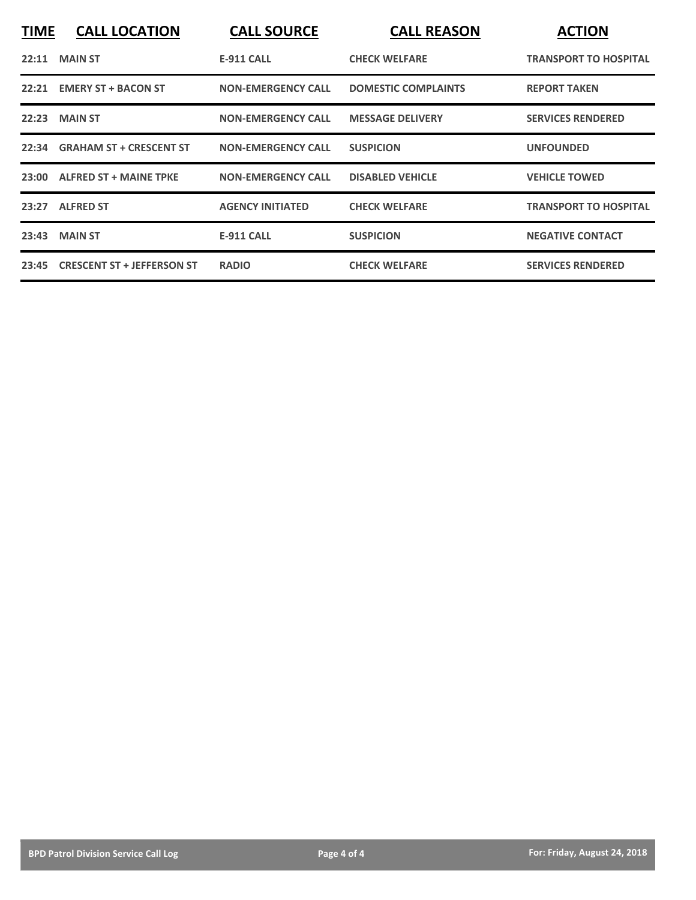| TIME | CALL LOCATION | CALL SOURCE | CALL REASON | ACTION |
|---|---|---|---|---|
| 22:11 | MAIN ST | E-911 CALL | CHECK WELFARE | TRANSPORT TO HOSPITAL |
| 22:21 | EMERY ST + BACON ST | NON-EMERGENCY CALL | DOMESTIC COMPLAINTS | REPORT TAKEN |
| 22:23 | MAIN ST | NON-EMERGENCY CALL | MESSAGE DELIVERY | SERVICES RENDERED |
| 22:34 | GRAHAM ST + CRESCENT ST | NON-EMERGENCY CALL | SUSPICION | UNFOUNDED |
| 23:00 | ALFRED ST + MAINE TPKE | NON-EMERGENCY CALL | DISABLED VEHICLE | VEHICLE TOWED |
| 23:27 | ALFRED ST | AGENCY INITIATED | CHECK WELFARE | TRANSPORT TO HOSPITAL |
| 23:43 | MAIN ST | E-911 CALL | SUSPICION | NEGATIVE CONTACT |
| 23:45 | CRESCENT ST + JEFFERSON ST | RADIO | CHECK WELFARE | SERVICES RENDERED |